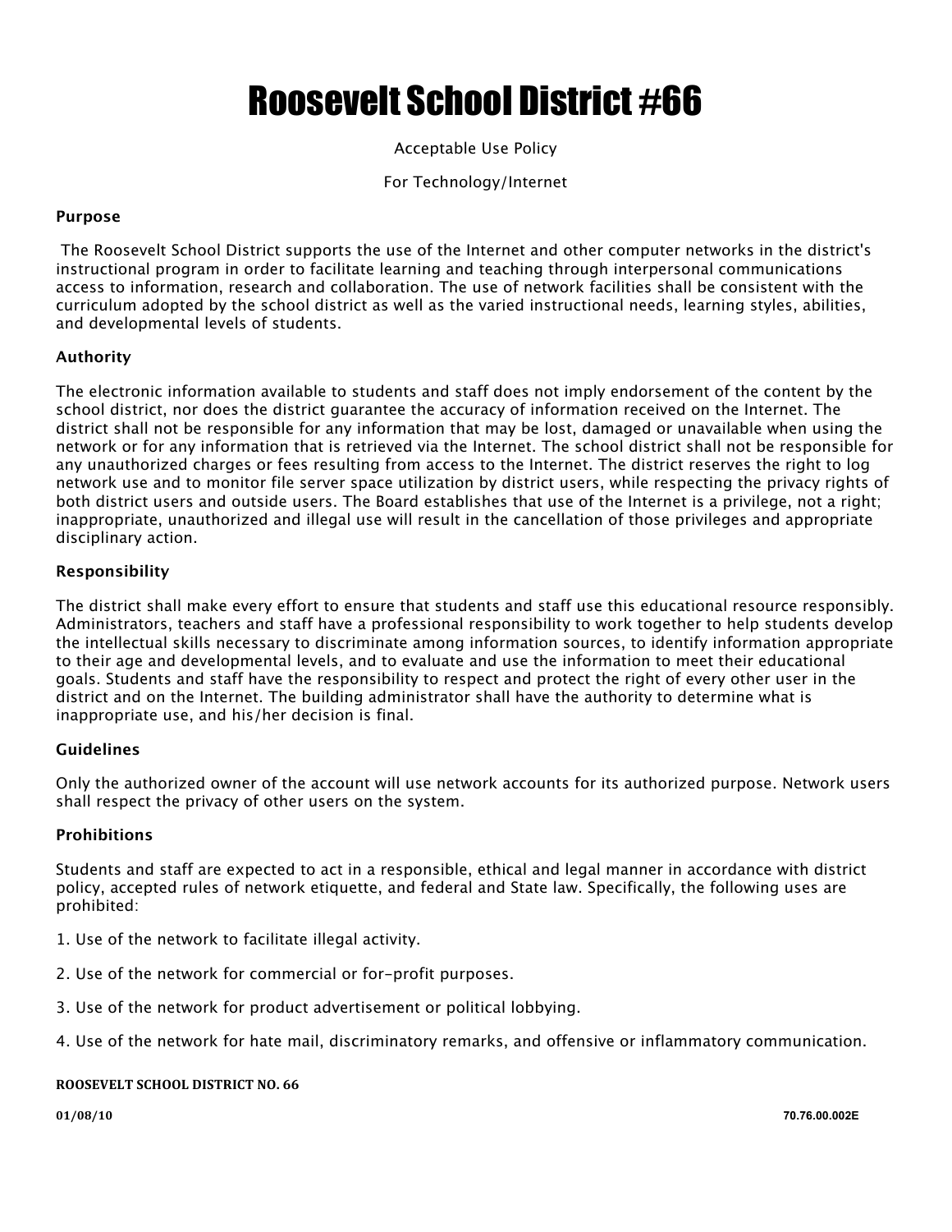# Roosevelt School District #66

Acceptable Use Policy

For Technology/Internet

**Purpose**

The Roosevelt School District supports the use of the Internet and other computer networks in the district's instructional program in order to facilitate learning and teaching through interpersonal communications access to information, research and collaboration. The use of network facilities shall be consistent with the curriculum adopted by the school district as well as the varied instructional needs, learning styles, abilities, and developmental levels of students.

**Authority**

The electronic information available to students and staff does not imply endorsement of the content by the school district, nor does the district guarantee the accuracy of information received on the Internet. The district shall not be responsible for any information that may be lost, damaged or unavailable when using the network or for any information that is retrieved via the Internet. The school district shall not be responsible for any unauthorized charges or fees resulting from access to the Internet. The district reserves the right to log network use and to monitor file server space utilization by district users, while respecting the privacy rights of both district users and outside users. The Board establishes that use of the Internet is a privilege, not a right; inappropriate, unauthorized and illegal use will result in the cancellation of those privileges and appropriate disciplinary action.

**Responsibility**

The district shall make every effort to ensure that students and staff use this educational resource responsibly. Administrators, teachers and staff have a professional responsibility to work together to help students develop the intellectual skills necessary to discriminate among information sources, to identify information appropriate to their age and developmental levels, and to evaluate and use the information to meet their educational goals. Students and staff have the responsibility to respect and protect the right of every other user in the district and on the Internet. The building administrator shall have the authority to determine what is inappropriate use, and his/her decision is final.

**Guidelines**

Only the authorized owner of the account will use network accounts for its authorized purpose. Network users shall respect the privacy of other users on the system.

**Prohibitions**

Students and staff are expected to act in a responsible, ethical and legal manner in accordance with district policy, accepted rules of network etiquette, and federal and State law. Specifically, the following uses are prohibited:

1. Use of the network to facilitate illegal activity.

2. Use of the network for commercial or for-profit purposes.

3. Use of the network for product advertisement or political lobbying.

4. Use of the network for hate mail, discriminatory remarks, and offensive or inflammatory communication.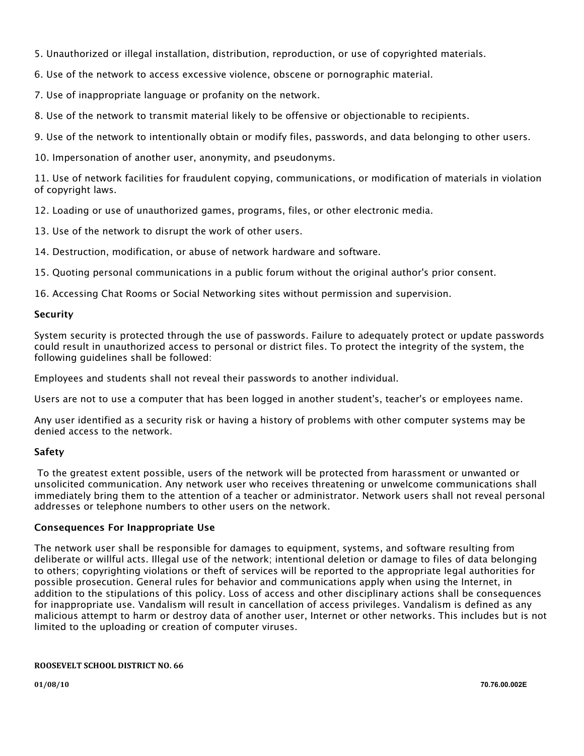5. Unauthorized or illegal installation, distribution, reproduction, or use of copyrighted materials.

6. Use of the network to access excessive violence, obscene or pornographic material.

7. Use of inappropriate language or profanity on the network.

8. Use of the network to transmit material likely to be offensive or objectionable to recipients.

9. Use of the network to intentionally obtain or modify files, passwords, and data belonging to other users.

10. Impersonation of another user, anonymity, and pseudonyms.

11. Use of network facilities for fraudulent copying, communications, or modification of materials in violation of copyright laws.

12. Loading or use of unauthorized games, programs, files, or other electronic media.

13. Use of the network to disrupt the work of other users.

14. Destruction, modification, or abuse of network hardware and software.

15. Quoting personal communications in a public forum without the original author's prior consent.

16. Accessing Chat Rooms or Social Networking sites without permission and supervision.

**Security**

System security is protected through the use of passwords. Failure to adequately protect or update passwords could result in unauthorized access to personal or district files. To protect the integrity of the system, the following guidelines shall be followed:

Employees and students shall not reveal their passwords to another individual.

Users are not to use a computer that has been logged in another student's, teacher's or employees name.

Any user identified as a security risk or having a history of problems with other computer systems may be denied access to the network.

**Safety**

To the greatest extent possible, users of the network will be protected from harassment or unwanted or unsolicited communication. Any network user who receives threatening or unwelcome communications shall immediately bring them to the attention of a teacher or administrator. Network users shall not reveal personal addresses or telephone numbers to other users on the network.

**Consequences For Inappropriate Use**

The network user shall be responsible for damages to equipment, systems, and software resulting from deliberate or willful acts. Illegal use of the network; intentional deletion or damage to files of data belonging to others; copyrighting violations or theft of services will be reported to the appropriate legal authorities for possible prosecution. General rules for behavior and communications apply when using the Internet, in addition to the stipulations of this policy. Loss of access and other disciplinary actions shall be consequences for inappropriate use. Vandalism will result in cancellation of access privileges. Vandalism is defined as any malicious attempt to harm or destroy data of another user, Internet or other networks. This includes but is not limited to the uploading or creation of computer viruses.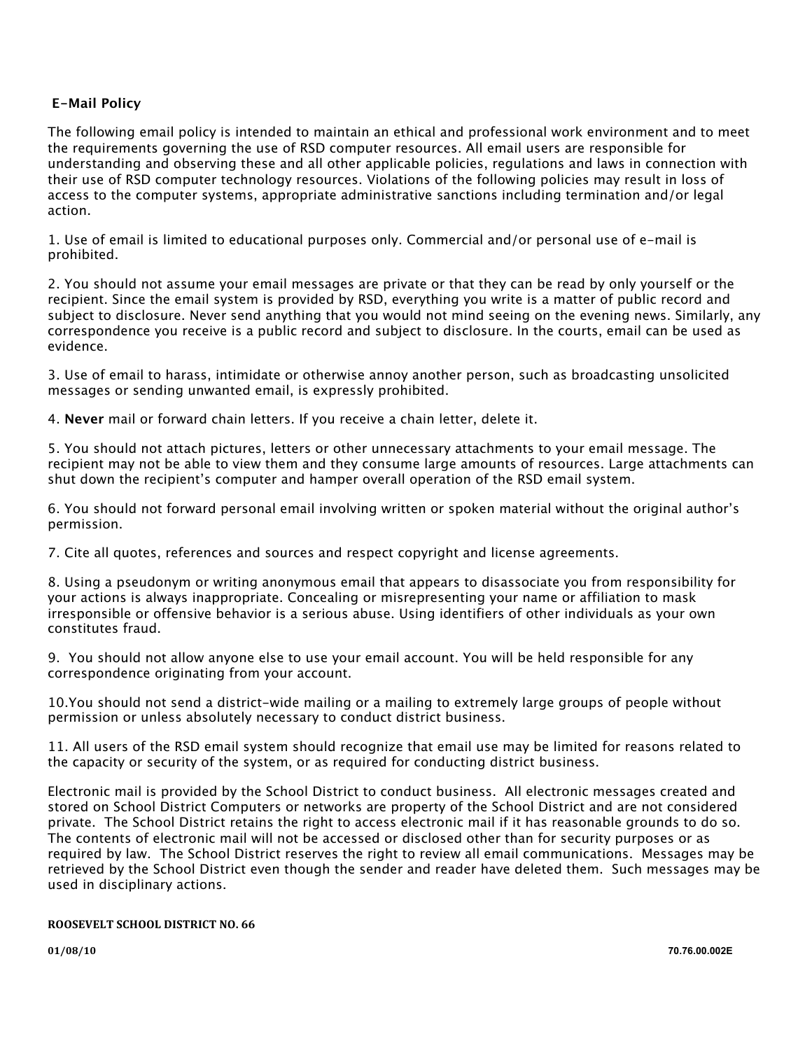## E-Mail Policy

The following email policy is intended to maintain an ethical and professional work environment and to meet the requirements governing the use of RSD computer resources. All email users are responsible for understanding and observing these and all other applicable policies, regulations and laws in connection with their use of RSD computer technology resources. Violations of the following policies may result in loss of access to the computer systems, appropriate administrative sanctions including termination and/or legal action.

1. Use of email is limited to educational purposes only. Commercial and/or personal use of e-mail is prohibited.

2. You should not assume your email messages are private or that they can be read by only yourself or the recipient. Since the email system is provided by RSD, everything you write is a matter of public record and subject to disclosure. Never send anything that you would not mind seeing on the evening news. Similarly, any correspondence you receive is a public record and subject to disclosure. In the courts, email can be used as evidence.

3. Use of email to harass, intimidate or otherwise annoy another person, such as broadcasting unsolicited messages or sending unwanted email, is expressly prohibited.

4. **Never** mail or forward chain letters. If you receive a chain letter, delete it.

5. You should not attach pictures, letters or other unnecessary attachments to your email message. The recipient may not be able to view them and they consume large amounts of resources. Large attachments can shut down the recipient's computer and hamper overall operation of the RSD email system.

6. You should not forward personal email involving written or spoken material without the original author's permission.

7. Cite all quotes, references and sources and respect copyright and license agreements.

8. Using a pseudonym or writing anonymous email that appears to disassociate you from responsibility for your actions is always inappropriate. Concealing or misrepresenting your name or affiliation to mask irresponsible or offensive behavior is a serious abuse. Using identifiers of other individuals as your own constitutes fraud.

9. You should not allow anyone else to use your email account. You will be held responsible for any correspondence originating from your account.

10.You should not send a district-wide mailing or a mailing to extremely large groups of people without permission or unless absolutely necessary to conduct district business.

11. All users of the RSD email system should recognize that email use may be limited for reasons related to the capacity or security of the system, or as required for conducting district business.

Electronic mail is provided by the School District to conduct business. All electronic messages created and stored on School District Computers or networks are property of the School District and are not considered private. The School District retains the right to access electronic mail if it has reasonable grounds to do so. The contents of electronic mail will not be accessed or disclosed other than for security purposes or as required by law. The School District reserves the right to review all email communications. Messages may be retrieved by the School District even though the sender and reader have deleted them. Such messages may be used in disciplinary actions.

**ROOSEVELT SCHOOL DISTRICT NO. 66**

**01/08/10** **70.76.00.002E**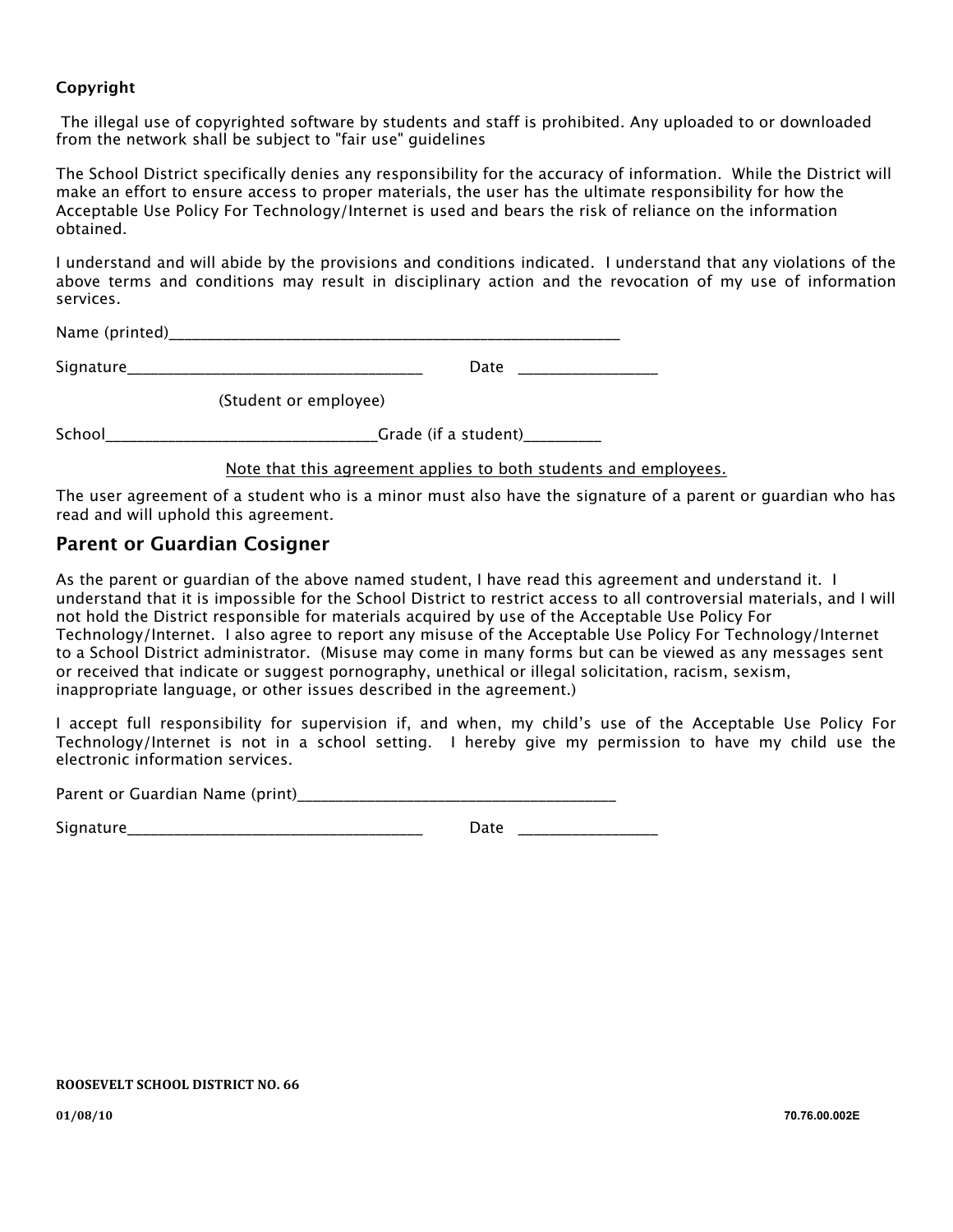**Copyright**

The illegal use of copyrighted software by students and staff is prohibited. Any uploaded to or downloaded from the network shall be subject to "fair use" guidelines

The School District specifically denies any responsibility for the accuracy of information. While the District will make an effort to ensure access to proper materials, the user has the ultimate responsibility for how the Acceptable Use Policy For Technology/Internet is used and bears the risk of reliance on the information obtained.

I understand and will abide by the provisions and conditions indicated. I understand that any violations of the above terms and conditions may result in disciplinary action and the revocation of my use of information services.

Name (printed)_______________________________________________________

Signature___________________________________ Date ________________

(Student or employee)

School_________________________________Grade (if a student)_________

Note that this agreement applies to both students and employees.

The user agreement of a student who is a minor must also have the signature of a parent or guardian who has read and will uphold this agreement.

## Parent or Guardian Cosigner

As the parent or guardian of the above named student, I have read this agreement and understand it. I understand that it is impossible for the School District to restrict access to all controversial materials, and I will not hold the District responsible for materials acquired by use of the Acceptable Use Policy For Technology/Internet. I also agree to report any misuse of the Acceptable Use Policy For Technology/Internet to a School District administrator. (Misuse may come in many forms but can be viewed as any messages sent or received that indicate or suggest pornography, unethical or illegal solicitation, racism, sexism, inappropriate language, or other issues described in the agreement.)

I accept full responsibility for supervision if, and when, my child's use of the Acceptable Use Policy For Technology/Internet is not in a school setting. I hereby give my permission to have my child use the electronic information services.

Parent or Guardian Name (print)_______________________________________

Signature___________________________________ Date ________________

**ROOSEVELT SCHOOL DISTRICT NO. 66**

**01/08/10** **70.76.00.002E**